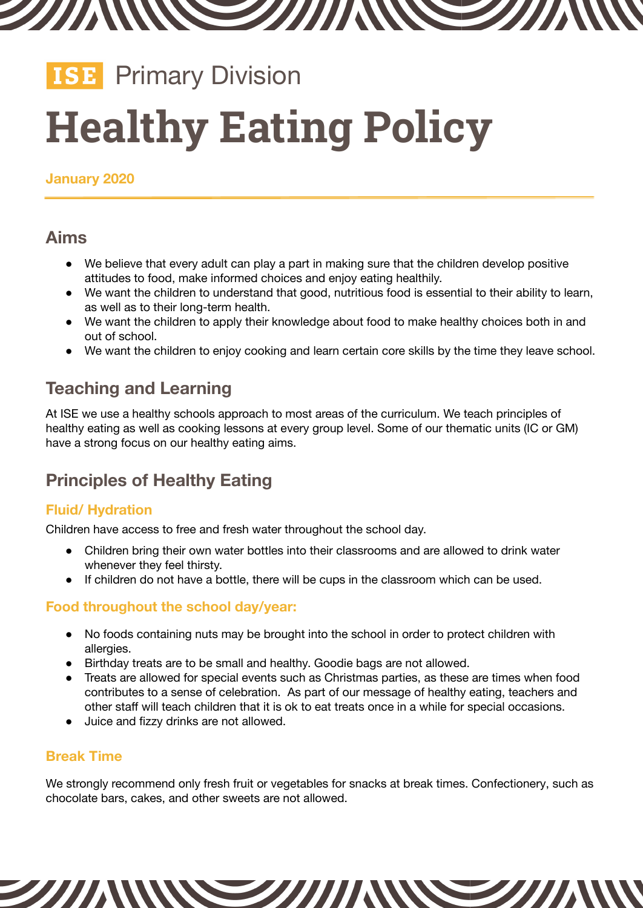**ISE** Primary Division

# Healthy Eating Policy

**January 2020**

## Aims

- We believe that every adult can play a part in making sure that the children develop positive attitudes to food, make informed choices and enjoy eating healthily.
- We want the children to understand that good, nutritious food is essential to their ability to learn, as well as to their long-term health.
- We want the children to apply their knowledge about food to make healthy choices both in and out of school.
- We want the children to enjoy cooking and learn certain core skills by the time they leave school.

## Teaching and Learning

At ISE we use a healthy schools approach to most areas of the curriculum. We teach principles of healthy eating as well as cooking lessons at every group level. Some of our thematic units (IC or GM) have a strong focus on our healthy eating aims.

## Principles of Healthy Eating

### Fluid/ Hydration

Children have access to free and fresh water throughout the school day.

- Children bring their own water bottles into their classrooms and are allowed to drink water whenever they feel thirsty.
- If children do not have a bottle, there will be cups in the classroom which can be used.

### Food throughout the school day/year:

- No foods containing nuts may be brought into the school in order to protect children with allergies.
- Birthday treats are to be small and healthy. Goodie bags are not allowed.
- Treats are allowed for special events such as Christmas parties, as these are times when food contributes to a sense of celebration. As part of our message of healthy eating, teachers and other staff will teach children that it is ok to eat treats once in a while for special occasions.
- Juice and fizzy drinks are not allowed.

### Break Time

We strongly recommend only fresh fruit or vegetables for snacks at break times. Confectionery, such as chocolate bars, cakes, and other sweets are not allowed.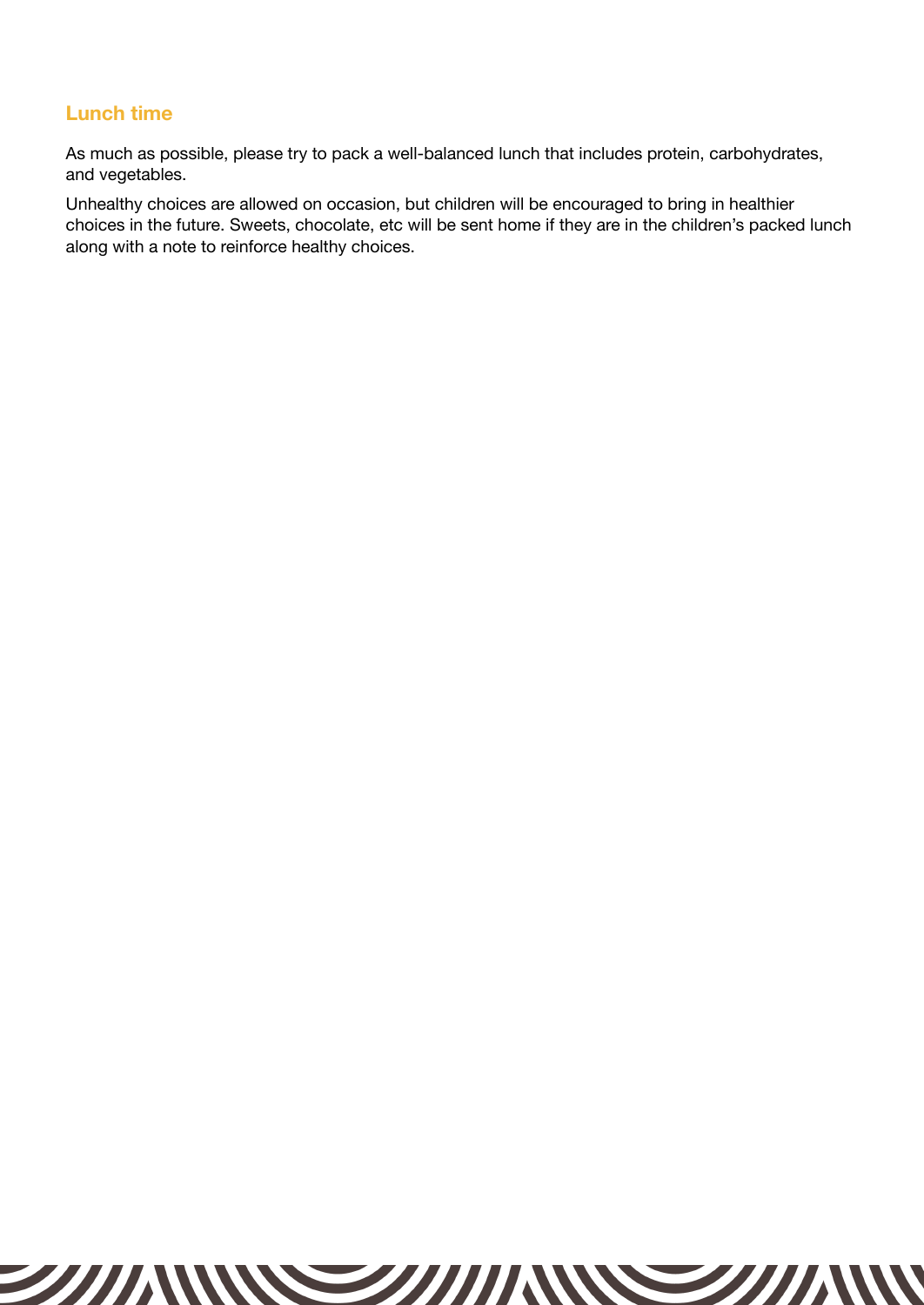## Lunch time

As much as possible, please try to pack a well-balanced lunch that includes protein, carbohydrates, and vegetables.

Unhealthy choices are allowed on occasion, but children will be encouraged to bring in healthier choices in the future. Sweets, chocolate, etc will be sent home if they are in the children's packed lunch along with a note to reinforce healthy choices.